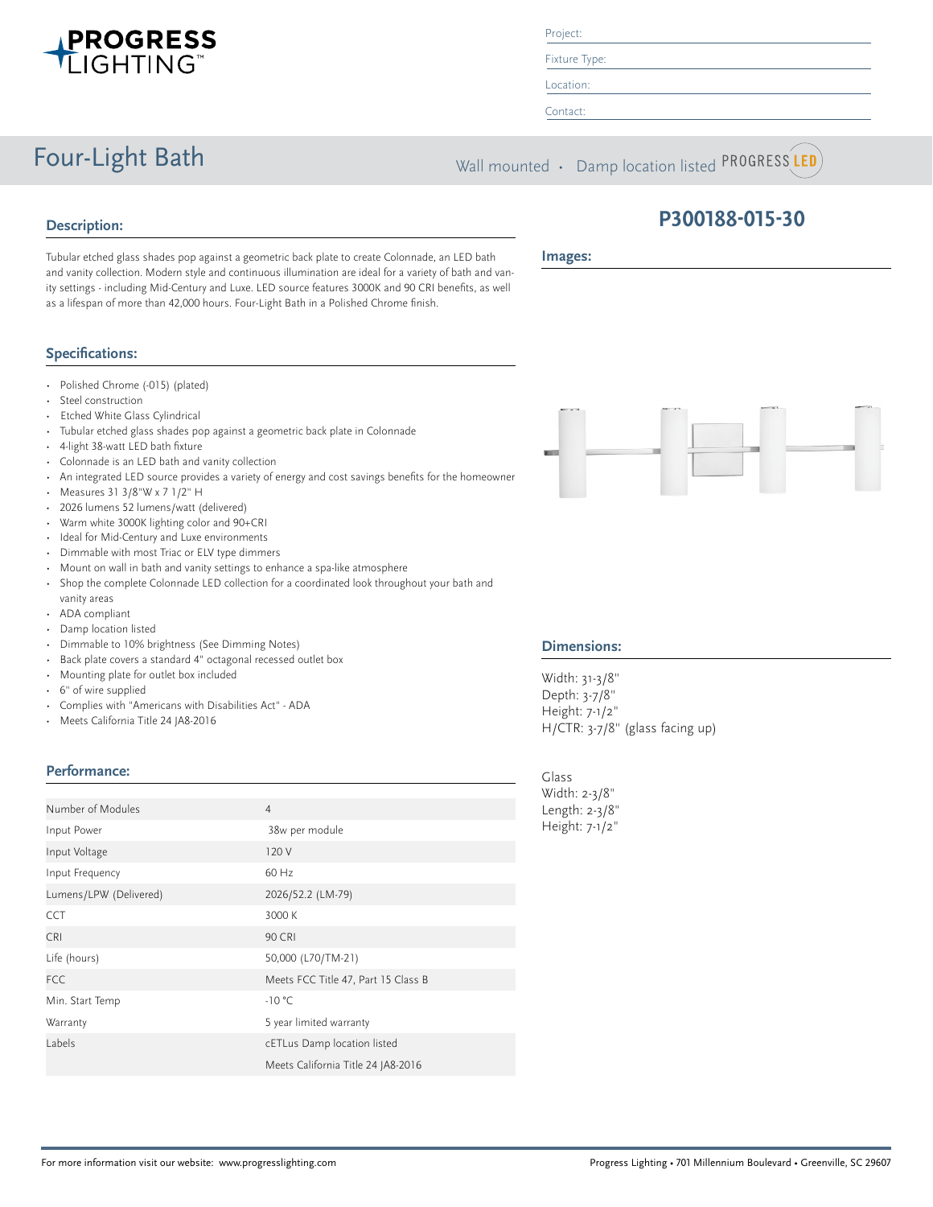Project:

Fixture Type:

Location:

Contact:

# Four-Light Bath

Wall mounted • Damp location listed PROGRESS LED

## P300188-015-30

## Description:

Tubular etched glass shades pop against a geometric back plate to create Colonnade, an LED bath and vanity collection. Modern style and continuous illumination are ideal for a variety of bath and vanity settings - including Mid-Century and Luxe. LED source features 3000K and 90 CRI benefits, as well as a lifespan of more than 42,000 hours. Four-Light Bath in a Polished Chrome finish.

## Specifications:

- Polished Chrome (-015) (plated)
- Steel construction
- Etched White Glass Cylindrical
- Tubular etched glass shades pop against a geometric back plate in Colonnade
- 4-light 38-watt LED bath fixture
- Colonnade is an LED bath and vanity collection
- An integrated LED source provides a variety of energy and cost savings benefits for the homeowner
- Measures 31 3/8"W x 7 1/2" H
- 2026 lumens 52 lumens/watt (delivered)
- Warm white 3000K lighting color and 90+CRI
- Ideal for Mid-Century and Luxe environments
- Dimmable with most Triac or ELV type dimmers
- Mount on wall in bath and vanity settings to enhance a spa-like atmosphere
- Shop the complete Colonnade LED collection for a coordinated look throughout your bath and vanity areas
- ADA compliant
- Damp location listed
- Dimmable to 10% brightness (See Dimming Notes)
- Back plate covers a standard 4" octagonal recessed outlet box
- Mounting plate for outlet box included
- 6" of wire supplied
- Complies with "Americans with Disabilities Act" - ADA
- Meets California Title 24 JA8-2016

## Performance:

| | |
|---|---|
| Number of Modules | 4 |
| Input Power | 38w per module |
| Input Voltage | 120 V |
| Input Frequency | 60 Hz |
| Lumens/LPW (Delivered) | 2026/52.2 (LM-79) |
| CCT | 3000 K |
| CRI | 90 CRI |
| Life (hours) | 50,000 (L70/TM-21) |
| FCC | Meets FCC Title 47, Part 15 Class B |
| Min. Start Temp | -10 °C |
| Warranty | 5 year limited warranty |
| Labels | cETLus Damp location listed |
| | Meets California Title 24 JA8-2016 |

## Images:

## Dimensions:

Width: 31-3/8"
Depth: 3-7/8"
Height: 7-1/2"
H/CTR: 3-7/8" (glass facing up)

Glass
Width: 2-3/8"
Length: 2-3/8"
Height: 7-1/2"

For more information visit our website: www.progresslighting.com

Progress Lighting • 701 Millennium Boulevard • Greenville, SC 29607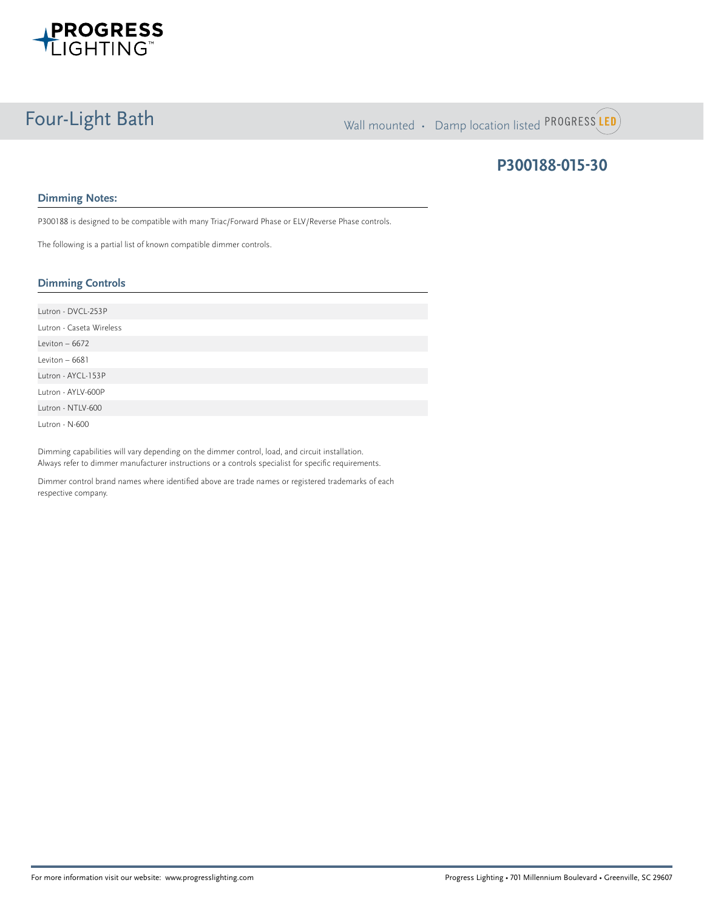# Four-Light Bath

Wall mounted • Damp location listed PROGRESS LED

## P300188-015-30

### Dimming Notes:

P300188 is designed to be compatible with many Triac/Forward Phase or ELV/Reverse Phase controls.

The following is a partial list of known compatible dimmer controls.

### Dimming Controls

| |
|---|
| Lutron - DVCL-253P |
| Lutron - Caseta Wireless |
| Leviton – 6672 |
| Leviton – 6681 |
| Lutron - AYCL-153P |
| Lutron - AYLV-600P |
| Lutron - NTLV-600 |
| Lutron - N-600 |

Dimming capabilities will vary depending on the dimmer control, load, and circuit installation.
Always refer to dimmer manufacturer instructions or a controls specialist for specific requirements.

Dimmer control brand names where identified above are trade names or registered trademarks of each respective company.

For more information visit our website: www.progresslighting.com

Progress Lighting • 701 Millennium Boulevard • Greenville, SC 29607